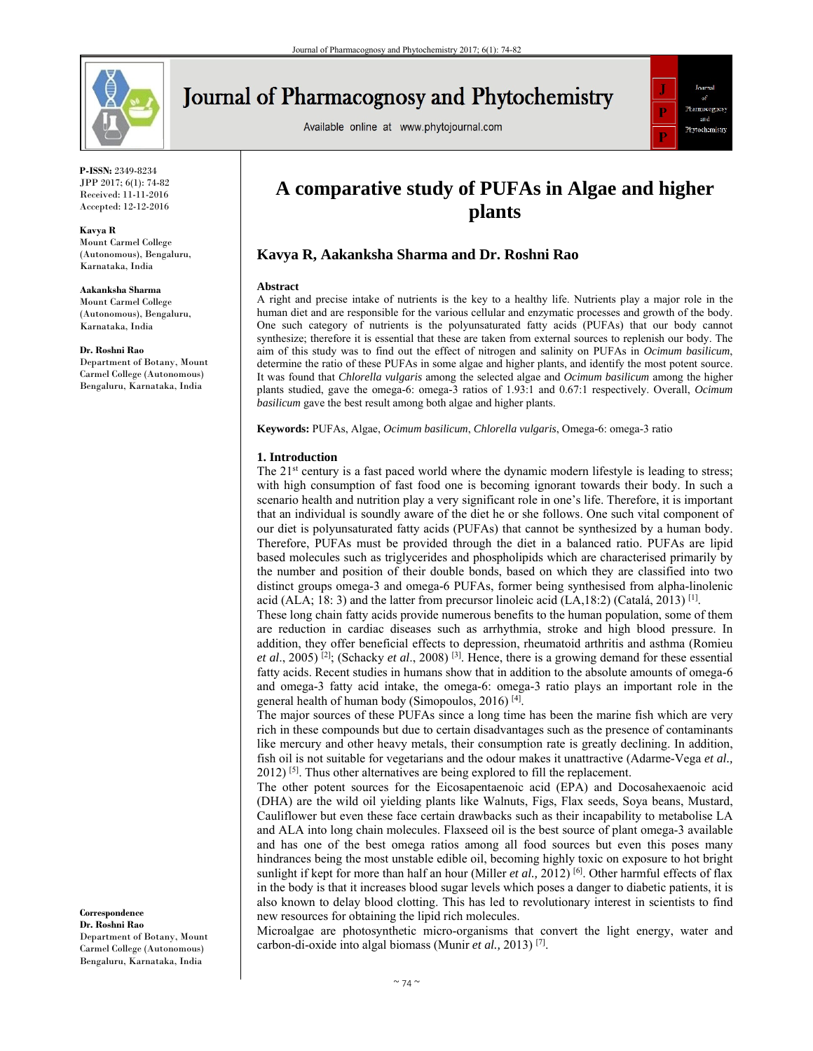# A comparative study of PUFAs in Algae and higher plants

**Kavya R, Aakanksha Sharma and Dr. Roshni Rao**

**P-ISSN:** 2349-8234
JPP 2017; 6(1): 74-82
Received: 11-11-2016
Accepted: 12-12-2016

**Kavya R**
Mount Carmel College (Autonomous), Bengaluru, Karnataka, India

**Aakanksha Sharma**
Mount Carmel College (Autonomous), Bengaluru, Karnataka, India

**Dr. Roshni Rao**
Department of Botany, Mount Carmel College (Autonomous) Bengaluru, Karnataka, India

**Correspondence**
**Dr. Roshni Rao**
Department of Botany, Mount Carmel College (Autonomous) Bengaluru, Karnataka, India

## Abstract

A right and precise intake of nutrients is the key to a healthy life. Nutrients play a major role in the human diet and are responsible for the various cellular and enzymatic processes and growth of the body. One such category of nutrients is the polyunsaturated fatty acids (PUFAs) that our body cannot synthesize; therefore it is essential that these are taken from external sources to replenish our body. The aim of this study was to find out the effect of nitrogen and salinity on PUFAs in *Ocimum basilicum*, determine the ratio of these PUFAs in some algae and higher plants, and identify the most potent source. It was found that *Chlorella vulgaris* among the selected algae and *Ocimum basilicum* among the higher plants studied, gave the omega-6: omega-3 ratios of 1.93:1 and 0.67:1 respectively. Overall, *Ocimum basilicum* gave the best result among both algae and higher plants.

**Keywords:** PUFAs, Algae, *Ocimum basilicum*, *Chlorella vulgaris*, Omega-6: omega-3 ratio

## 1. Introduction

The 21st century is a fast paced world where the dynamic modern lifestyle is leading to stress; with high consumption of fast food one is becoming ignorant towards their body. In such a scenario health and nutrition play a very significant role in one's life. Therefore, it is important that an individual is soundly aware of the diet he or she follows. One such vital component of our diet is polyunsaturated fatty acids (PUFAs) that cannot be synthesized by a human body. Therefore, PUFAs must be provided through the diet in a balanced ratio. PUFAs are lipid based molecules such as triglycerides and phospholipids which are characterised primarily by the number and position of their double bonds, based on which they are classified into two distinct groups omega-3 and omega-6 PUFAs, former being synthesised from alpha-linolenic acid (ALA; 18: 3) and the latter from precursor linoleic acid (LA,18:2) (Catalá, 2013) [1].

These long chain fatty acids provide numerous benefits to the human population, some of them are reduction in cardiac diseases such as arrhythmia, stroke and high blood pressure. In addition, they offer beneficial effects to depression, rheumatoid arthritis and asthma (Romieu *et al*., 2005) [2]; (Schacky *et al*., 2008) [3]. Hence, there is a growing demand for these essential fatty acids. Recent studies in humans show that in addition to the absolute amounts of omega-6 and omega-3 fatty acid intake, the omega-6: omega-3 ratio plays an important role in the general health of human body (Simopoulos, 2016) [4].

The major sources of these PUFAs since a long time has been the marine fish which are very rich in these compounds but due to certain disadvantages such as the presence of contaminants like mercury and other heavy metals, their consumption rate is greatly declining. In addition, fish oil is not suitable for vegetarians and the odour makes it unattractive (Adarme-Vega *et al.,* 2012) [5]. Thus other alternatives are being explored to fill the replacement.

The other potent sources for the Eicosapentaenoic acid (EPA) and Docosahexaenoic acid (DHA) are the wild oil yielding plants like Walnuts, Figs, Flax seeds, Soya beans, Mustard, Cauliflower but even these face certain drawbacks such as their incapability to metabolise LA and ALA into long chain molecules. Flaxseed oil is the best source of plant omega-3 available and has one of the best omega ratios among all food sources but even this poses many hindrances being the most unstable edible oil, becoming highly toxic on exposure to hot bright sunlight if kept for more than half an hour (Miller *et al.,* 2012) [6]. Other harmful effects of flax in the body is that it increases blood sugar levels which poses a danger to diabetic patients, it is also known to delay blood clotting. This has led to revolutionary interest in scientists to find new resources for obtaining the lipid rich molecules.

Microalgae are photosynthetic micro-organisms that convert the light energy, water and carbon-di-oxide into algal biomass (Munir *et al.,* 2013) [7].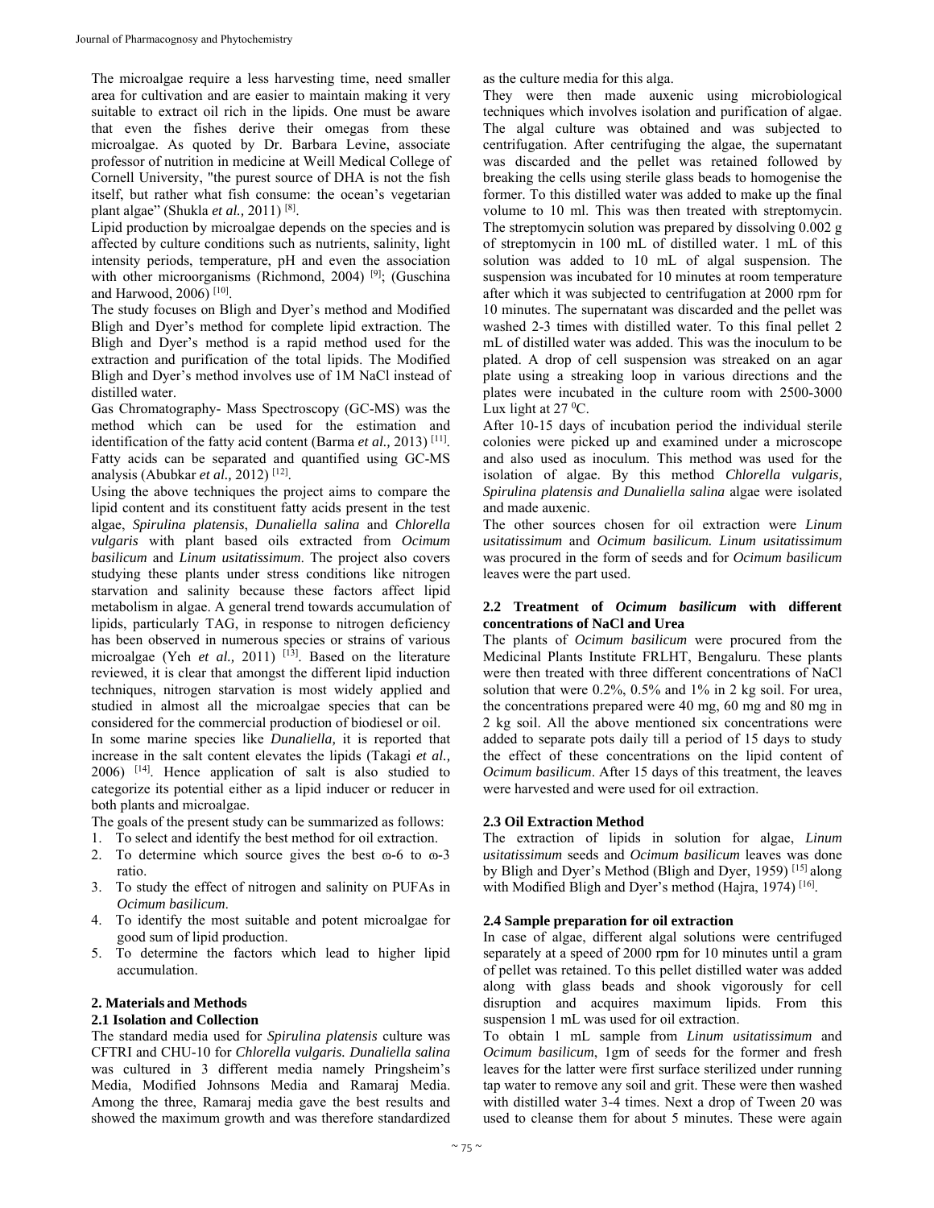The microalgae require a less harvesting time, need smaller area for cultivation and are easier to maintain making it very suitable to extract oil rich in the lipids. One must be aware that even the fishes derive their omegas from these microalgae. As quoted by Dr. Barbara Levine, associate professor of nutrition in medicine at Weill Medical College of Cornell University, "the purest source of DHA is not the fish itself, but rather what fish consume: the ocean's vegetarian plant algae" (Shukla *et al.,* 2011) [8].

Lipid production by microalgae depends on the species and is affected by culture conditions such as nutrients, salinity, light intensity periods, temperature, pH and even the association with other microorganisms (Richmond, 2004) [9]; (Guschina and Harwood, 2006) [10].

The study focuses on Bligh and Dyer's method and Modified Bligh and Dyer's method for complete lipid extraction. The Bligh and Dyer's method is a rapid method used for the extraction and purification of the total lipids. The Modified Bligh and Dyer's method involves use of 1M NaCl instead of distilled water.

Gas Chromatography- Mass Spectroscopy (GC-MS) was the method which can be used for the estimation and identification of the fatty acid content (Barma *et al.,* 2013) [11]. Fatty acids can be separated and quantified using GC-MS analysis (Abubkar *et al.,* 2012) [12].

Using the above techniques the project aims to compare the lipid content and its constituent fatty acids present in the test algae, *Spirulina platensis*, *Dunaliella salina* and *Chlorella vulgaris* with plant based oils extracted from *Ocimum basilicum* and *Linum usitatissimum*. The project also covers studying these plants under stress conditions like nitrogen starvation and salinity because these factors affect lipid metabolism in algae. A general trend towards accumulation of lipids, particularly TAG, in response to nitrogen deficiency has been observed in numerous species or strains of various microalgae (Yeh *et al.,* 2011) [13]. Based on the literature reviewed, it is clear that amongst the different lipid induction techniques, nitrogen starvation is most widely applied and studied in almost all the microalgae species that can be considered for the commercial production of biodiesel or oil.

In some marine species like *Dunaliella,* it is reported that increase in the salt content elevates the lipids (Takagi *et al.,* 2006) [14]. Hence application of salt is also studied to categorize its potential either as a lipid inducer or reducer in both plants and microalgae.

The goals of the present study can be summarized as follows:

1. To select and identify the best method for oil extraction.
2. To determine which source gives the best ω-6 to ω-3 ratio.
3. To study the effect of nitrogen and salinity on PUFAs in *Ocimum basilicum*.
4. To identify the most suitable and potent microalgae for good sum of lipid production.
5. To determine the factors which lead to higher lipid accumulation.

## 2. Materials and Methods

### 2.1 Isolation and Collection

The standard media used for *Spirulina platensis* culture was CFTRI and CHU-10 for *Chlorella vulgaris. Dunaliella salina* was cultured in 3 different media namely Pringsheim's Media, Modified Johnsons Media and Ramaraj Media. Among the three, Ramaraj media gave the best results and showed the maximum growth and was therefore standardized as the culture media for this alga.

They were then made auxenic using microbiological techniques which involves isolation and purification of algae. The algal culture was obtained and was subjected to centrifugation. After centrifuging the algae, the supernatant was discarded and the pellet was retained followed by breaking the cells using sterile glass beads to homogenise the former. To this distilled water was added to make up the final volume to 10 ml. This was then treated with streptomycin. The streptomycin solution was prepared by dissolving 0.002 g of streptomycin in 100 mL of distilled water. 1 mL of this solution was added to 10 mL of algal suspension. The suspension was incubated for 10 minutes at room temperature after which it was subjected to centrifugation at 2000 rpm for 10 minutes. The supernatant was discarded and the pellet was washed 2-3 times with distilled water. To this final pellet 2 mL of distilled water was added. This was the inoculum to be plated. A drop of cell suspension was streaked on an agar plate using a streaking loop in various directions and the plates were incubated in the culture room with 2500-3000 Lux light at 27 $^{0}$C.

After 10-15 days of incubation period the individual sterile colonies were picked up and examined under a microscope and also used as inoculum. This method was used for the isolation of algae. By this method *Chlorella vulgaris, Spirulina platensis and Dunaliella salina* algae were isolated and made auxenic.

The other sources chosen for oil extraction were *Linum usitatissimum* and *Ocimum basilicum. Linum usitatissimum* was procured in the form of seeds and for *Ocimum basilicum* leaves were the part used.

### 2.2 Treatment of *Ocimum basilicum* with different concentrations of NaCl and Urea

The plants of *Ocimum basilicum* were procured from the Medicinal Plants Institute FRLHT, Bengaluru. These plants were then treated with three different concentrations of NaCl solution that were 0.2%, 0.5% and 1% in 2 kg soil. For urea, the concentrations prepared were 40 mg, 60 mg and 80 mg in 2 kg soil. All the above mentioned six concentrations were added to separate pots daily till a period of 15 days to study the effect of these concentrations on the lipid content of *Ocimum basilicum*. After 15 days of this treatment, the leaves were harvested and were used for oil extraction.

### 2.3 Oil Extraction Method

The extraction of lipids in solution for algae, *Linum usitatissimum* seeds and *Ocimum basilicum* leaves was done by Bligh and Dyer's Method (Bligh and Dyer, 1959) [15] along with Modified Bligh and Dyer's method (Hajra, 1974) [16].

### 2.4 Sample preparation for oil extraction

In case of algae, different algal solutions were centrifuged separately at a speed of 2000 rpm for 10 minutes until a gram of pellet was retained. To this pellet distilled water was added along with glass beads and shook vigorously for cell disruption and acquires maximum lipids. From this suspension 1 mL was used for oil extraction.

To obtain 1 mL sample from *Linum usitatissimum* and *Ocimum basilicum*, 1gm of seeds for the former and fresh leaves for the latter were first surface sterilized under running tap water to remove any soil and grit. These were then washed with distilled water 3-4 times. Next a drop of Tween 20 was used to cleanse them for about 5 minutes. These were again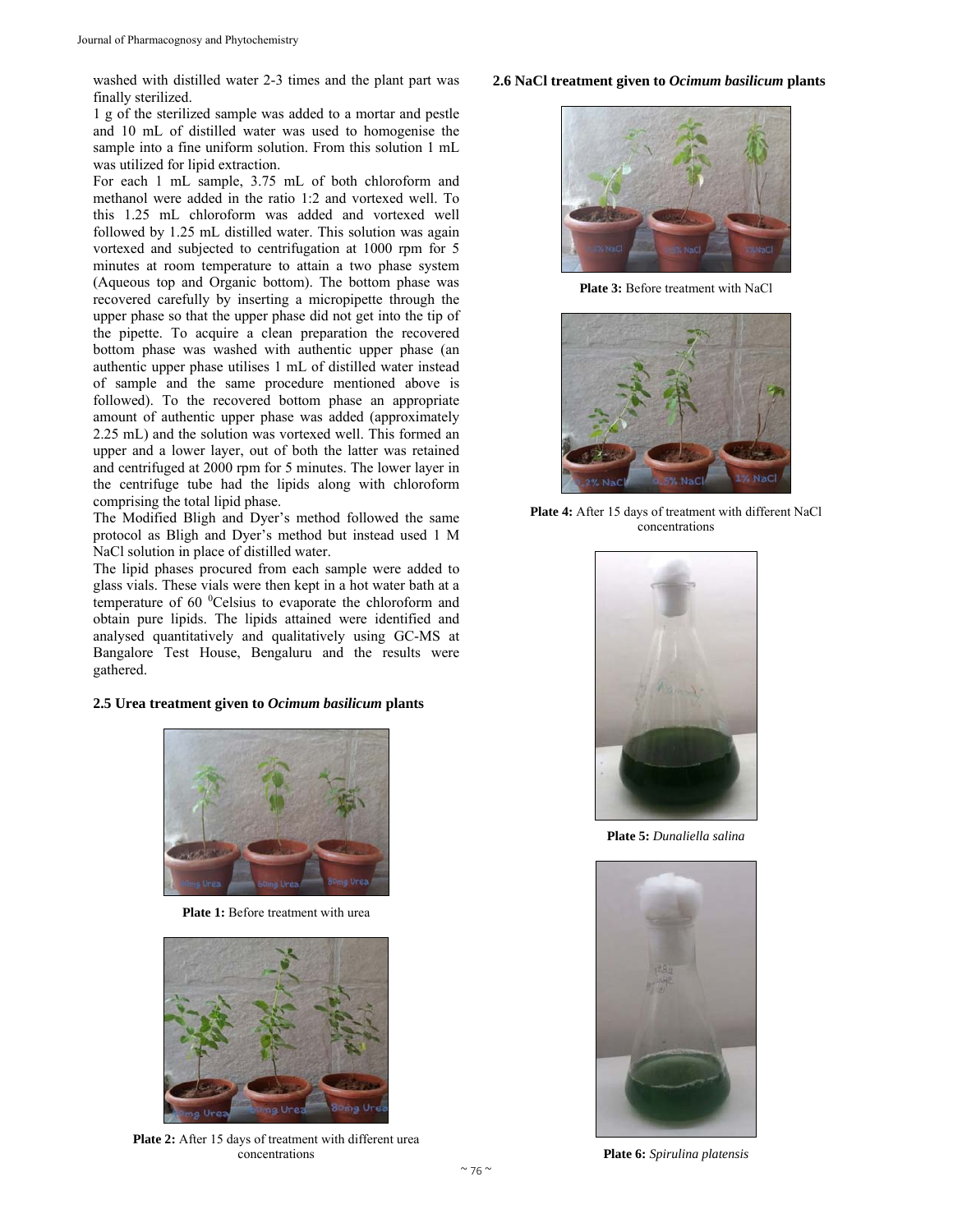washed with distilled water 2-3 times and the plant part was finally sterilized.

1 g of the sterilized sample was added to a mortar and pestle and 10 mL of distilled water was used to homogenise the sample into a fine uniform solution. From this solution 1 mL was utilized for lipid extraction.

For each 1 mL sample, 3.75 mL of both chloroform and methanol were added in the ratio 1:2 and vortexed well. To this 1.25 mL chloroform was added and vortexed well followed by 1.25 mL distilled water. This solution was again vortexed and subjected to centrifugation at 1000 rpm for 5 minutes at room temperature to attain a two phase system (Aqueous top and Organic bottom). The bottom phase was recovered carefully by inserting a micropipette through the upper phase so that the upper phase did not get into the tip of the pipette. To acquire a clean preparation the recovered bottom phase was washed with authentic upper phase (an authentic upper phase utilises 1 mL of distilled water instead of sample and the same procedure mentioned above is followed). To the recovered bottom phase an appropriate amount of authentic upper phase was added (approximately 2.25 mL) and the solution was vortexed well. This formed an upper and a lower layer, out of both the latter was retained and centrifuged at 2000 rpm for 5 minutes. The lower layer in the centrifuge tube had the lipids along with chloroform comprising the total lipid phase.

The Modified Bligh and Dyer's method followed the same protocol as Bligh and Dyer's method but instead used 1 M NaCl solution in place of distilled water.

The lipid phases procured from each sample were added to glass vials. These vials were then kept in a hot water bath at a temperature of 60 $^{0}$Celsius to evaporate the chloroform and obtain pure lipids. The lipids attained were identified and analysed quantitatively and qualitatively using GC-MS at Bangalore Test House, Bengaluru and the results were gathered.

### 2.5 Urea treatment given to *Ocimum basilicum* plants

**Plate 1:** Before treatment with urea

**Plate 2:** After 15 days of treatment with different urea concentrations

### 2.6 NaCl treatment given to *Ocimum basilicum* plants

**Plate 3:** Before treatment with NaCl

**Plate 4:** After 15 days of treatment with different NaCl concentrations

**Plate 5:** *Dunaliella salina*

**Plate 6:** *Spirulina platensis*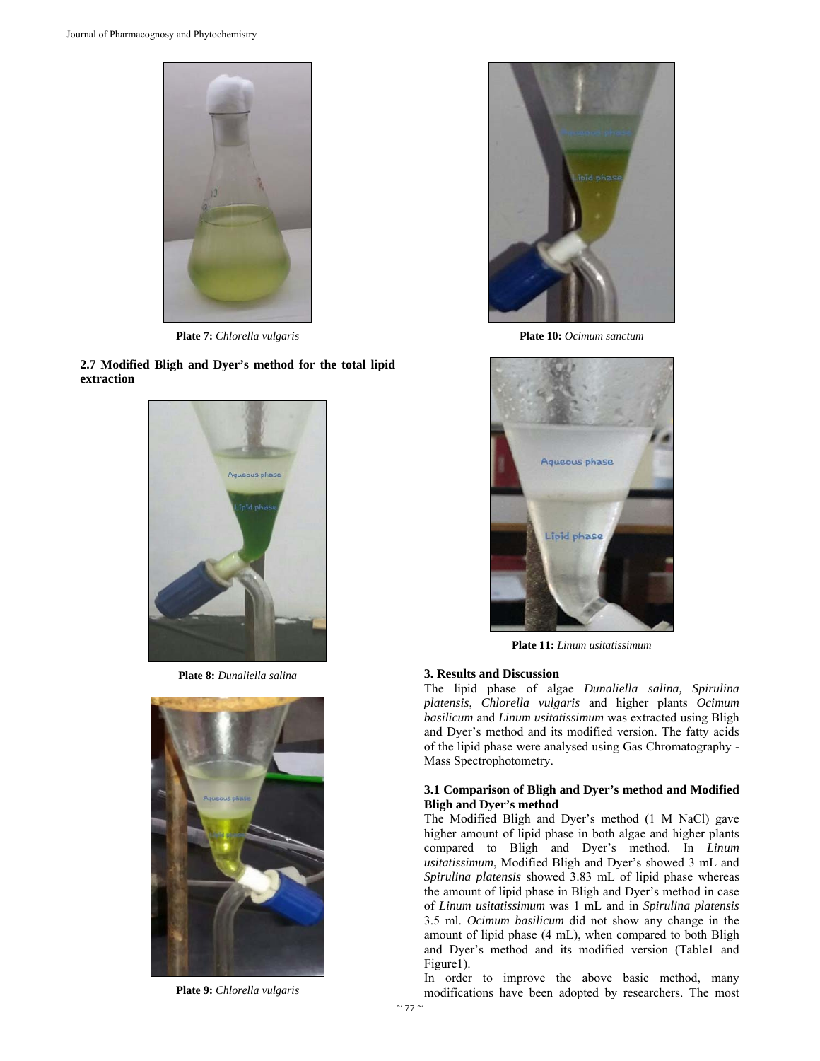Plate 7: *Chlorella vulgaris*

### 2.7 Modified Bligh and Dyer's method for the total lipid extraction

Plate 8: *Dunaliella salina*

Plate 9: *Chlorella vulgaris*

Plate 10: *Ocimum sanctum*

Plate 11: *Linum usitatissimum*

## 3. Results and Discussion

The lipid phase of algae *Dunaliella salina, Spirulina platensis*, *Chlorella vulgaris* and higher plants *Ocimum basilicum* and *Linum usitatissimum* was extracted using Bligh and Dyer's method and its modified version. The fatty acids of the lipid phase were analysed using Gas Chromatography - Mass Spectrophotometry.

### 3.1 Comparison of Bligh and Dyer's method and Modified Bligh and Dyer's method

The Modified Bligh and Dyer's method (1 M NaCl) gave higher amount of lipid phase in both algae and higher plants compared to Bligh and Dyer's method. In *Linum usitatissimum*, Modified Bligh and Dyer's showed 3 mL and *Spirulina platensis* showed 3.83 mL of lipid phase whereas the amount of lipid phase in Bligh and Dyer's method in case of *Linum usitatissimum* was 1 mL and in *Spirulina platensis* 3.5 ml. *Ocimum basilicum* did not show any change in the amount of lipid phase (4 mL), when compared to both Bligh and Dyer's method and its modified version (Table1 and Figure1).

In order to improve the above basic method, many modifications have been adopted by researchers. The most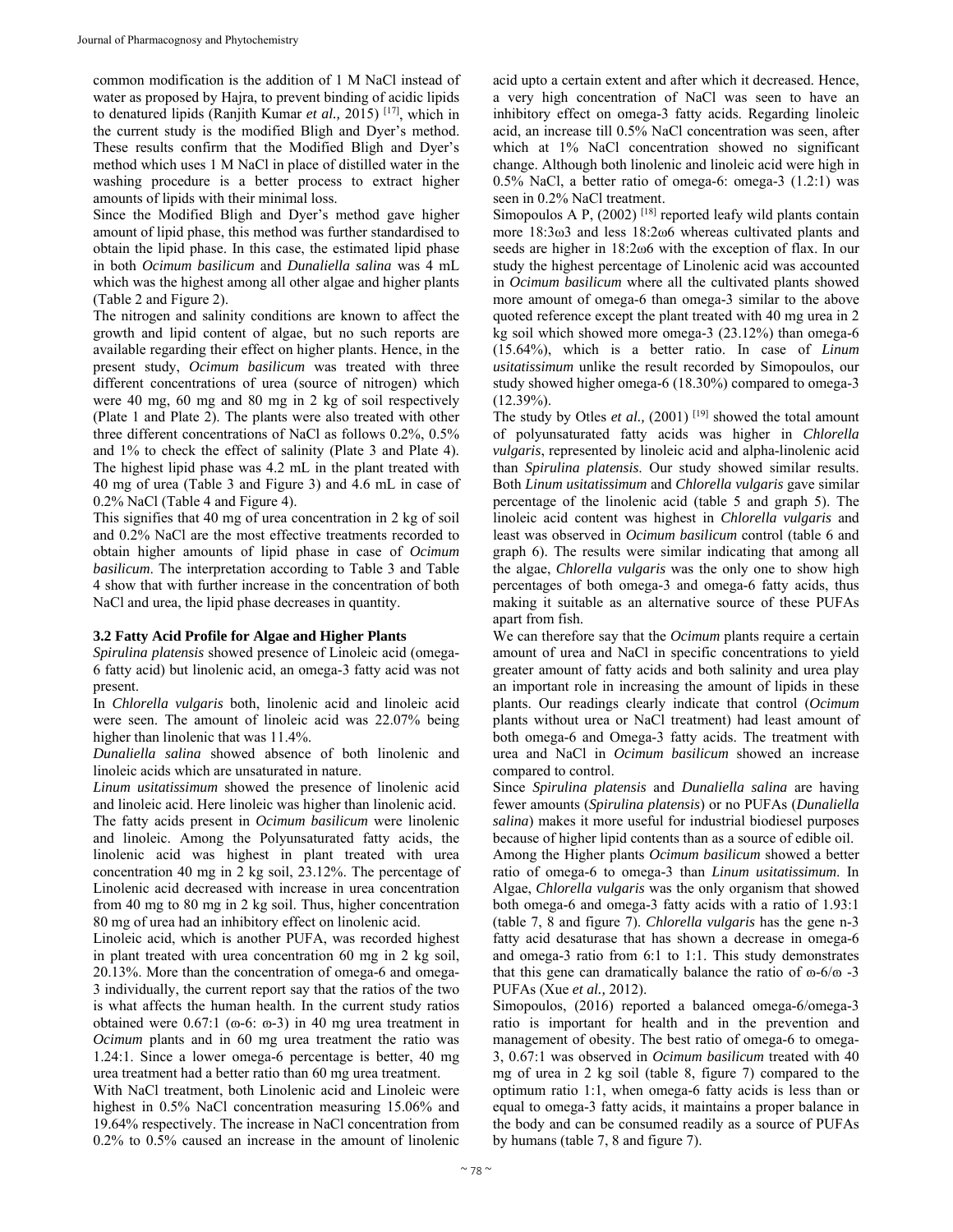common modification is the addition of 1 M NaCl instead of water as proposed by Hajra, to prevent binding of acidic lipids to denatured lipids (Ranjith Kumar *et al.,* 2015) [17], which in the current study is the modified Bligh and Dyer's method. These results confirm that the Modified Bligh and Dyer's method which uses 1 M NaCl in place of distilled water in the washing procedure is a better process to extract higher amounts of lipids with their minimal loss.

Since the Modified Bligh and Dyer's method gave higher amount of lipid phase, this method was further standardised to obtain the lipid phase. In this case, the estimated lipid phase in both *Ocimum basilicum* and *Dunaliella salina* was 4 mL which was the highest among all other algae and higher plants (Table 2 and Figure 2).

The nitrogen and salinity conditions are known to affect the growth and lipid content of algae, but no such reports are available regarding their effect on higher plants. Hence, in the present study, *Ocimum basilicum* was treated with three different concentrations of urea (source of nitrogen) which were 40 mg, 60 mg and 80 mg in 2 kg of soil respectively (Plate 1 and Plate 2). The plants were also treated with other three different concentrations of NaCl as follows 0.2%, 0.5% and 1% to check the effect of salinity (Plate 3 and Plate 4). The highest lipid phase was 4.2 mL in the plant treated with 40 mg of urea (Table 3 and Figure 3) and 4.6 mL in case of 0.2% NaCl (Table 4 and Figure 4).

This signifies that 40 mg of urea concentration in 2 kg of soil and 0.2% NaCl are the most effective treatments recorded to obtain higher amounts of lipid phase in case of *Ocimum basilicum*. The interpretation according to Table 3 and Table 4 show that with further increase in the concentration of both NaCl and urea, the lipid phase decreases in quantity.

### 3.2 Fatty Acid Profile for Algae and Higher Plants

*Spirulina platensis* showed presence of Linoleic acid (omega-6 fatty acid) but linolenic acid, an omega-3 fatty acid was not present.

In *Chlorella vulgaris* both, linolenic acid and linoleic acid were seen. The amount of linoleic acid was 22.07% being higher than linolenic that was 11.4%.

*Dunaliella salina* showed absence of both linolenic and linoleic acids which are unsaturated in nature.

*Linum usitatissimum* showed the presence of linolenic acid and linoleic acid. Here linoleic was higher than linolenic acid.

The fatty acids present in *Ocimum basilicum* were linolenic and linoleic. Among the Polyunsaturated fatty acids, the linolenic acid was highest in plant treated with urea concentration 40 mg in 2 kg soil, 23.12%. The percentage of Linolenic acid decreased with increase in urea concentration from 40 mg to 80 mg in 2 kg soil. Thus, higher concentration 80 mg of urea had an inhibitory effect on linolenic acid.

Linoleic acid, which is another PUFA, was recorded highest in plant treated with urea concentration 60 mg in 2 kg soil, 20.13%. More than the concentration of omega-6 and omega-3 individually, the current report say that the ratios of the two is what affects the human health. In the current study ratios obtained were 0.67:1 (ɷ-6: ɷ-3) in 40 mg urea treatment in *Ocimum* plants and in 60 mg urea treatment the ratio was 1.24:1. Since a lower omega-6 percentage is better, 40 mg urea treatment had a better ratio than 60 mg urea treatment.

With NaCl treatment, both Linolenic acid and Linoleic were highest in 0.5% NaCl concentration measuring 15.06% and 19.64% respectively. The increase in NaCl concentration from 0.2% to 0.5% caused an increase in the amount of linolenic acid upto a certain extent and after which it decreased. Hence, a very high concentration of NaCl was seen to have an inhibitory effect on omega-3 fatty acids. Regarding linoleic acid, an increase till 0.5% NaCl concentration was seen, after which at 1% NaCl concentration showed no significant change. Although both linolenic and linoleic acid were high in 0.5% NaCl, a better ratio of omega-6: omega-3 (1.2:1) was seen in 0.2% NaCl treatment.

Simopoulos A P, (2002) [18] reported leafy wild plants contain more 18:3ω3 and less 18:2ω6 whereas cultivated plants and seeds are higher in 18:2ω6 with the exception of flax. In our study the highest percentage of Linolenic acid was accounted in *Ocimum basilicum* where all the cultivated plants showed more amount of omega-6 than omega-3 similar to the above quoted reference except the plant treated with 40 mg urea in 2 kg soil which showed more omega-3 (23.12%) than omega-6 (15.64%), which is a better ratio. In case of *Linum usitatissimum* unlike the result recorded by Simopoulos, our study showed higher omega-6 (18.30%) compared to omega-3 (12.39%).

The study by Otles *et al.,* (2001) [19] showed the total amount of polyunsaturated fatty acids was higher in *Chlorella vulgaris*, represented by linoleic acid and alpha-linolenic acid than *Spirulina platensis*. Our study showed similar results. Both *Linum usitatissimum* and *Chlorella vulgaris* gave similar percentage of the linolenic acid (table 5 and graph 5). The linoleic acid content was highest in *Chlorella vulgaris* and least was observed in *Ocimum basilicum* control (table 6 and graph 6). The results were similar indicating that among all the algae, *Chlorella vulgaris* was the only one to show high percentages of both omega-3 and omega-6 fatty acids, thus making it suitable as an alternative source of these PUFAs apart from fish.

We can therefore say that the *Ocimum* plants require a certain amount of urea and NaCl in specific concentrations to yield greater amount of fatty acids and both salinity and urea play an important role in increasing the amount of lipids in these plants. Our readings clearly indicate that control (*Ocimum* plants without urea or NaCl treatment) had least amount of both omega-6 and Omega-3 fatty acids. The treatment with urea and NaCl in *Ocimum basilicum* showed an increase compared to control.

Since *Spirulina platensis* and *Dunaliella salina* are having fewer amounts (*Spirulina platensis*) or no PUFAs (*Dunaliella salina*) makes it more useful for industrial biodiesel purposes because of higher lipid contents than as a source of edible oil.

Among the Higher plants *Ocimum basilicum* showed a better ratio of omega-6 to omega-3 than *Linum usitatissimum*. In Algae, *Chlorella vulgaris* was the only organism that showed both omega-6 and omega-3 fatty acids with a ratio of 1.93:1 (table 7, 8 and figure 7). *Chlorella vulgaris* has the gene n-3 fatty acid desaturase that has shown a decrease in omega-6 and omega-3 ratio from 6:1 to 1:1. This study demonstrates that this gene can dramatically balance the ratio of ɷ-6/ɷ -3 PUFAs (Xue *et al.,* 2012).

Simopoulos, (2016) reported a balanced omega-6/omega-3 ratio is important for health and in the prevention and management of obesity. The best ratio of omega-6 to omega-3, 0.67:1 was observed in *Ocimum basilicum* treated with 40 mg of urea in 2 kg soil (table 8, figure 7) compared to the optimum ratio 1:1, when omega-6 fatty acids is less than or equal to omega-3 fatty acids, it maintains a proper balance in the body and can be consumed readily as a source of PUFAs by humans (table 7, 8 and figure 7).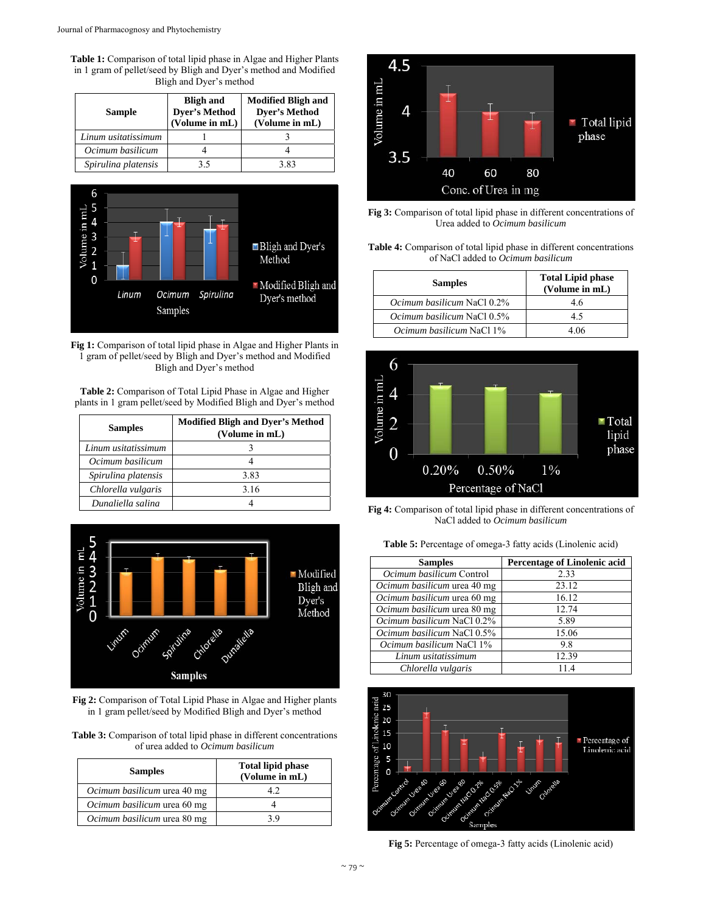**Table 1:** Comparison of total lipid phase in Algae and Higher Plants in 1 gram of pellet/seed by Bligh and Dyer's method and Modified Bligh and Dyer's method

| Sample | Bligh and Dyer's Method (Volume in mL) | Modified Bligh and Dyer's Method (Volume in mL) |
|---|---|---|
| *Linum usitatissimum* | 1 | 3 |
| *Ocimum basilicum* | 4 | 4 |
| *Spirulina platensis* | 3.5 | 3.83 |

**Fig 1:** Comparison of total lipid phase in Algae and Higher Plants in 1 gram of pellet/seed by Bligh and Dyer's method and Modified Bligh and Dyer's method

**Table 2:** Comparison of Total Lipid Phase in Algae and Higher plants in 1 gram pellet/seed by Modified Bligh and Dyer's method

| Samples | Modified Bligh and Dyer's Method (Volume in mL) |
|---|---|
| *Linum usitatissimum* | 3 |
| *Ocimum basilicum* | 4 |
| *Spirulina platensis* | 3.83 |
| *Chlorella vulgaris* | 3.16 |
| *Dunaliella salina* | 4 |

**Fig 2:** Comparison of Total Lipid Phase in Algae and Higher plants in 1 gram pellet/seed by Modified Bligh and Dyer's method

**Table 3:** Comparison of total lipid phase in different concentrations of urea added to *Ocimum basilicum*

| Samples | Total lipid phase (Volume in mL) |
|---|---|
| *Ocimum basilicum* urea 40 mg | 4.2 |
| *Ocimum basilicum* urea 60 mg | 4 |
| *Ocimum basilicum* urea 80 mg | 3.9 |

**Fig 3:** Comparison of total lipid phase in different concentrations of Urea added to *Ocimum basilicum*

**Table 4:** Comparison of total lipid phase in different concentrations of NaCl added to *Ocimum basilicum*

| Samples | Total Lipid phase (Volume in mL) |
|---|---|
| *Ocimum basilicum* NaCl 0.2% | 4.6 |
| *Ocimum basilicum* NaCl 0.5% | 4.5 |
| *Ocimum basilicum* NaCl 1% | 4.06 |

**Fig 4:** Comparison of total lipid phase in different concentrations of NaCl added to *Ocimum basilicum*

**Table 5:** Percentage of omega-3 fatty acids (Linolenic acid)

| Samples | Percentage of Linolenic acid |
|---|---|
| *Ocimum basilicum* Control | 2.33 |
| *Ocimum basilicum* urea 40 mg | 23.12 |
| *Ocimum basilicum* urea 60 mg | 16.12 |
| *Ocimum basilicum* urea 80 mg | 12.74 |
| *Ocimum basilicum* NaCl 0.2% | 5.89 |
| *Ocimum basilicum* NaCl 0.5% | 15.06 |
| *Ocimum basilicum* NaCl 1% | 9.8 |
| *Linum usitatissimum* | 12.39 |
| *Chlorella vulgaris* | 11.4 |

**Fig 5:** Percentage of omega-3 fatty acids (Linolenic acid)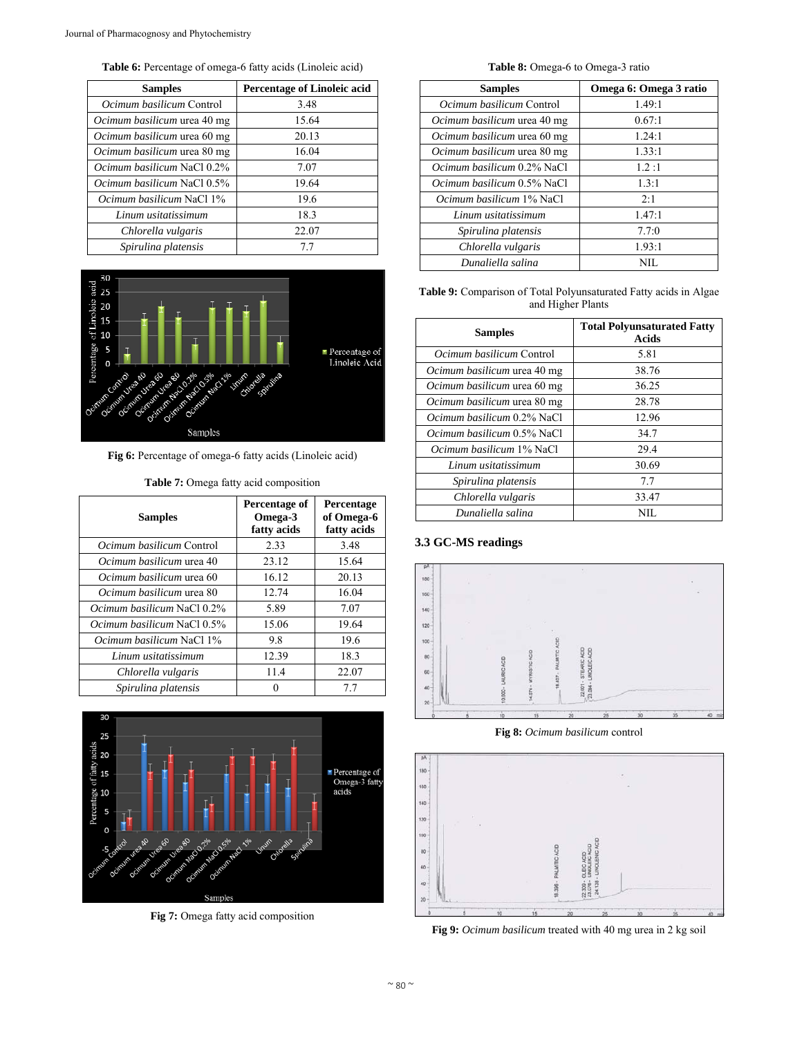**Table 6:** Percentage of omega-6 fatty acids (Linoleic acid)

| Samples | Percentage of Linoleic acid |
|---|---|
| *Ocimum basilicum* Control | 3.48 |
| *Ocimum basilicum* urea 40 mg | 15.64 |
| *Ocimum basilicum* urea 60 mg | 20.13 |
| *Ocimum basilicum* urea 80 mg | 16.04 |
| *Ocimum basilicum* NaCl 0.2% | 7.07 |
| *Ocimum basilicum* NaCl 0.5% | 19.64 |
| *Ocimum basilicum* NaCl 1% | 19.6 |
| *Linum usitatissimum* | 18.3 |
| *Chlorella vulgaris* | 22.07 |
| *Spirulina platensis* | 7.7 |

**Fig 6:** Percentage of omega-6 fatty acids (Linoleic acid)

**Table 7:** Omega fatty acid composition

| Samples | Percentage of Omega-3 fatty acids | Percentage of Omega-6 fatty acids |
|---|---|---|
| *Ocimum basilicum* Control | 2.33 | 3.48 |
| *Ocimum basilicum* urea 40 | 23.12 | 15.64 |
| *Ocimum basilicum* urea 60 | 16.12 | 20.13 |
| *Ocimum basilicum* urea 80 | 12.74 | 16.04 |
| *Ocimum basilicum* NaCl 0.2% | 5.89 | 7.07 |
| *Ocimum basilicum* NaCl 0.5% | 15.06 | 19.64 |
| *Ocimum basilicum* NaCl 1% | 9.8 | 19.6 |
| *Linum usitatissimum* | 12.39 | 18.3 |
| *Chlorella vulgaris* | 11.4 | 22.07 |
| *Spirulina platensis* | 0 | 7.7 |

**Fig 7:** Omega fatty acid composition

**Table 8:** Omega-6 to Omega-3 ratio

| Samples | Omega 6: Omega 3 ratio |
|---|---|
| *Ocimum basilicum* Control | 1.49:1 |
| *Ocimum basilicum* urea 40 mg | 0.67:1 |
| *Ocimum basilicum* urea 60 mg | 1.24:1 |
| *Ocimum basilicum* urea 80 mg | 1.33:1 |
| *Ocimum basilicum* 0.2% NaCl | 1.2 :1 |
| *Ocimum basilicum* 0.5% NaCl | 1.3:1 |
| *Ocimum basilicum* 1% NaCl | 2:1 |
| *Linum usitatissimum* | 1.47:1 |
| *Spirulina platensis* | 7.7:0 |
| *Chlorella vulgaris* | 1.93:1 |
| *Dunaliella salina* | NIL |

**Table 9:** Comparison of Total Polyunsaturated Fatty acids in Algae and Higher Plants

| Samples | Total Polyunsaturated Fatty Acids |
|---|---|
| *Ocimum basilicum* Control | 5.81 |
| *Ocimum basilicum* urea 40 mg | 38.76 |
| *Ocimum basilicum* urea 60 mg | 36.25 |
| *Ocimum basilicum* urea 80 mg | 28.78 |
| *Ocimum basilicum* 0.2% NaCl | 12.96 |
| *Ocimum basilicum* 0.5% NaCl | 34.7 |
| *Ocimum basilicum* 1% NaCl | 29.4 |
| *Linum usitatissimum* | 30.69 |
| *Spirulina platensis* | 7.7 |
| *Chlorella vulgaris* | 33.47 |
| *Dunaliella salina* | NIL |

### 3.3 GC-MS readings

**Fig 8:** *Ocimum basilicum* control

**Fig 9:** *Ocimum basilicum* treated with 40 mg urea in 2 kg soil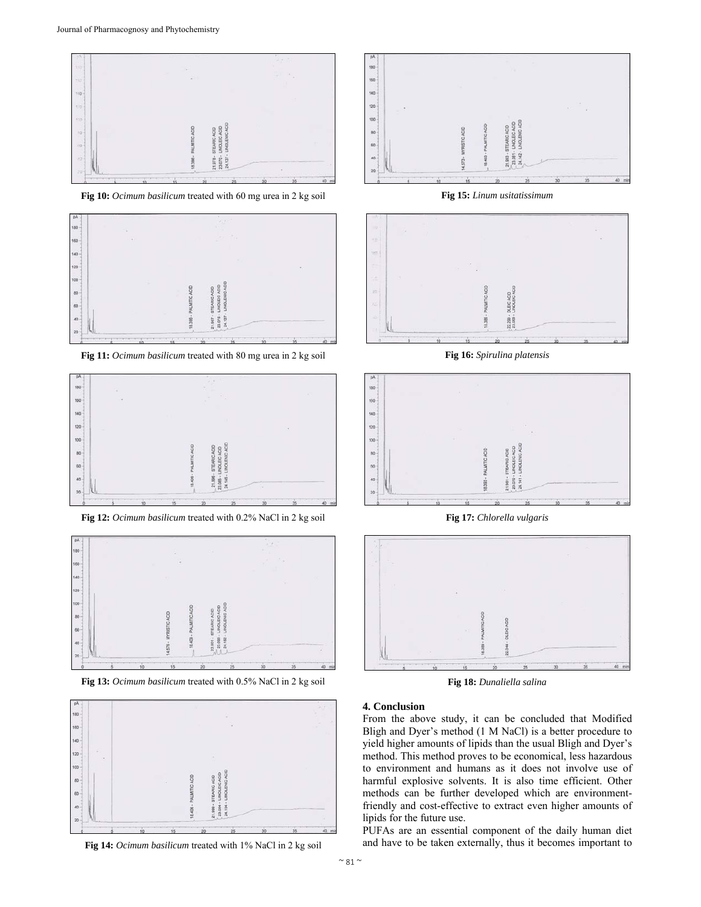Fig 10: *Ocimum basilicum* treated with 60 mg urea in 2 kg soil

Fig 11: *Ocimum basilicum* treated with 80 mg urea in 2 kg soil

Fig 12: *Ocimum basilicum* treated with 0.2% NaCl in 2 kg soil

Fig 13: *Ocimum basilicum* treated with 0.5% NaCl in 2 kg soil

Fig 14: *Ocimum basilicum* treated with 1% NaCl in 2 kg soil

Fig 15: *Linum usitatissimum*

Fig 16: *Spirulina platensis*

Fig 17: *Chlorella vulgaris*

Fig 18: *Dunaliella salina*

## 4. Conclusion

From the above study, it can be concluded that Modified Bligh and Dyer's method (1 M NaCl) is a better procedure to yield higher amounts of lipids than the usual Bligh and Dyer's method. This method proves to be economical, less hazardous to environment and humans as it does not involve use of harmful explosive solvents. It is also time efficient. Other methods can be further developed which are environment-friendly and cost-effective to extract even higher amounts of lipids for the future use.

PUFAs are an essential component of the daily human diet and have to be taken externally, thus it becomes important to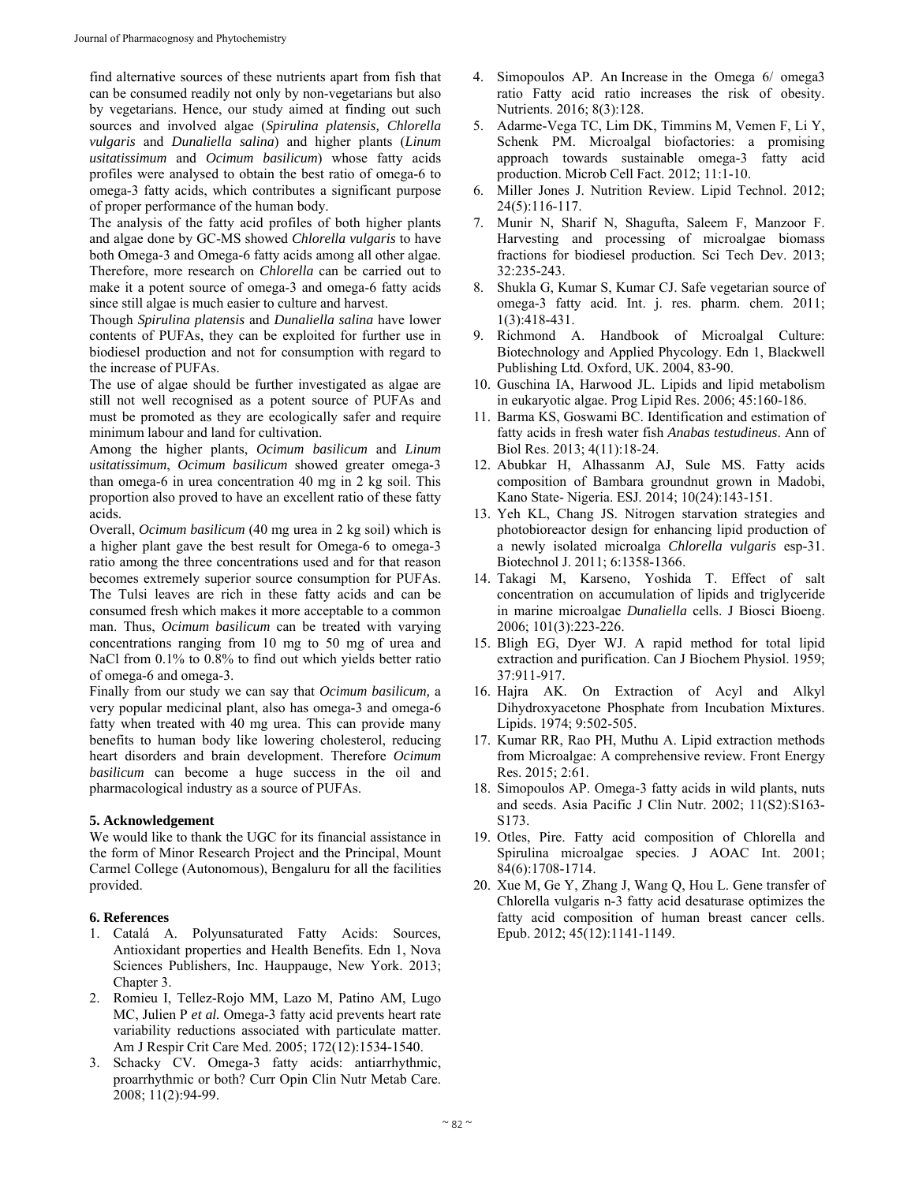find alternative sources of these nutrients apart from fish that can be consumed readily not only by non-vegetarians but also by vegetarians. Hence, our study aimed at finding out such sources and involved algae (*Spirulina platensis, Chlorella vulgaris* and *Dunaliella salina*) and higher plants (*Linum usitatissimum* and *Ocimum basilicum*) whose fatty acids profiles were analysed to obtain the best ratio of omega-6 to omega-3 fatty acids, which contributes a significant purpose of proper performance of the human body.

The analysis of the fatty acid profiles of both higher plants and algae done by GC-MS showed *Chlorella vulgaris* to have both Omega-3 and Omega-6 fatty acids among all other algae. Therefore, more research on *Chlorella* can be carried out to make it a potent source of omega-3 and omega-6 fatty acids since still algae is much easier to culture and harvest.

Though *Spirulina platensis* and *Dunaliella salina* have lower contents of PUFAs, they can be exploited for further use in biodiesel production and not for consumption with regard to the increase of PUFAs.

The use of algae should be further investigated as algae are still not well recognised as a potent source of PUFAs and must be promoted as they are ecologically safer and require minimum labour and land for cultivation.

Among the higher plants, *Ocimum basilicum* and *Linum usitatissimum*, *Ocimum basilicum* showed greater omega-3 than omega-6 in urea concentration 40 mg in 2 kg soil. This proportion also proved to have an excellent ratio of these fatty acids.

Overall, *Ocimum basilicum* (40 mg urea in 2 kg soil) which is a higher plant gave the best result for Omega-6 to omega-3 ratio among the three concentrations used and for that reason becomes extremely superior source consumption for PUFAs. The Tulsi leaves are rich in these fatty acids and can be consumed fresh which makes it more acceptable to a common man. Thus, *Ocimum basilicum* can be treated with varying concentrations ranging from 10 mg to 50 mg of urea and NaCl from 0.1% to 0.8% to find out which yields better ratio of omega-6 and omega-3.

Finally from our study we can say that *Ocimum basilicum,* a very popular medicinal plant, also has omega-3 and omega-6 fatty when treated with 40 mg urea. This can provide many benefits to human body like lowering cholesterol, reducing heart disorders and brain development. Therefore *Ocimum basilicum* can become a huge success in the oil and pharmacological industry as a source of PUFAs.

## 5. Acknowledgement

We would like to thank the UGC for its financial assistance in the form of Minor Research Project and the Principal, Mount Carmel College (Autonomous), Bengaluru for all the facilities provided.

## 6. References

1. Catalá A. Polyunsaturated Fatty Acids: Sources, Antioxidant properties and Health Benefits. Edn 1, Nova Sciences Publishers, Inc. Hauppauge, New York. 2013; Chapter 3.
2. Romieu I, Tellez-Rojo MM, Lazo M, Patino AM, Lugo MC, Julien P *et al.* Omega-3 fatty acid prevents heart rate variability reductions associated with particulate matter. Am J Respir Crit Care Med. 2005; 172(12):1534-1540.
3. Schacky CV. Omega-3 fatty acids: antiarrhythmic, proarrhythmic or both? Curr Opin Clin Nutr Metab Care. 2008; 11(2):94-99.
4. Simopoulos AP. An Increase in the Omega 6/ omega3 ratio Fatty acid ratio increases the risk of obesity. Nutrients. 2016; 8(3):128.
5. Adarme-Vega TC, Lim DK, Timmins M, Vemen F, Li Y, Schenk PM. Microalgal biofactories: a promising approach towards sustainable omega-3 fatty acid production. Microb Cell Fact. 2012; 11:1-10.
6. Miller Jones J. Nutrition Review. Lipid Technol. 2012; 24(5):116-117.
7. Munir N, Sharif N, Shagufta, Saleem F, Manzoor F. Harvesting and processing of microalgae biomass fractions for biodiesel production. Sci Tech Dev. 2013; 32:235-243.
8. Shukla G, Kumar S, Kumar CJ. Safe vegetarian source of omega-3 fatty acid. Int. j. res. pharm. chem. 2011; 1(3):418-431.
9. Richmond A. Handbook of Microalgal Culture: Biotechnology and Applied Phycology. Edn 1, Blackwell Publishing Ltd. Oxford, UK. 2004, 83-90.
10. Guschina IA, Harwood JL. Lipids and lipid metabolism in eukaryotic algae. Prog Lipid Res. 2006; 45:160-186.
11. Barma KS, Goswami BC. Identification and estimation of fatty acids in fresh water fish *Anabas testudineus*. Ann of Biol Res. 2013; 4(11):18-24.
12. Abubkar H, Alhassanm AJ, Sule MS. Fatty acids composition of Bambara groundnut grown in Madobi, Kano State- Nigeria. ESJ. 2014; 10(24):143-151.
13. Yeh KL, Chang JS. Nitrogen starvation strategies and photobioreactor design for enhancing lipid production of a newly isolated microalga *Chlorella vulgaris* esp-31. Biotechnol J. 2011; 6:1358-1366.
14. Takagi M, Karseno, Yoshida T. Effect of salt concentration on accumulation of lipids and triglyceride in marine microalgae *Dunaliella* cells. J Biosci Bioeng. 2006; 101(3):223-226.
15. Bligh EG, Dyer WJ. A rapid method for total lipid extraction and purification. Can J Biochem Physiol. 1959; 37:911-917.
16. Hajra AK. On Extraction of Acyl and Alkyl Dihydroxyacetone Phosphate from Incubation Mixtures. Lipids. 1974; 9:502-505.
17. Kumar RR, Rao PH, Muthu A. Lipid extraction methods from Microalgae: A comprehensive review. Front Energy Res. 2015; 2:61.
18. Simopoulos AP. Omega-3 fatty acids in wild plants, nuts and seeds. Asia Pacific J Clin Nutr. 2002; 11(S2):S163-S173.
19. Otles, Pire. Fatty acid composition of Chlorella and Spirulina microalgae species. J AOAC Int. 2001; 84(6):1708-1714.
20. Xue M, Ge Y, Zhang J, Wang Q, Hou L. Gene transfer of Chlorella vulgaris n-3 fatty acid desaturase optimizes the fatty acid composition of human breast cancer cells. Epub. 2012; 45(12):1141-1149.